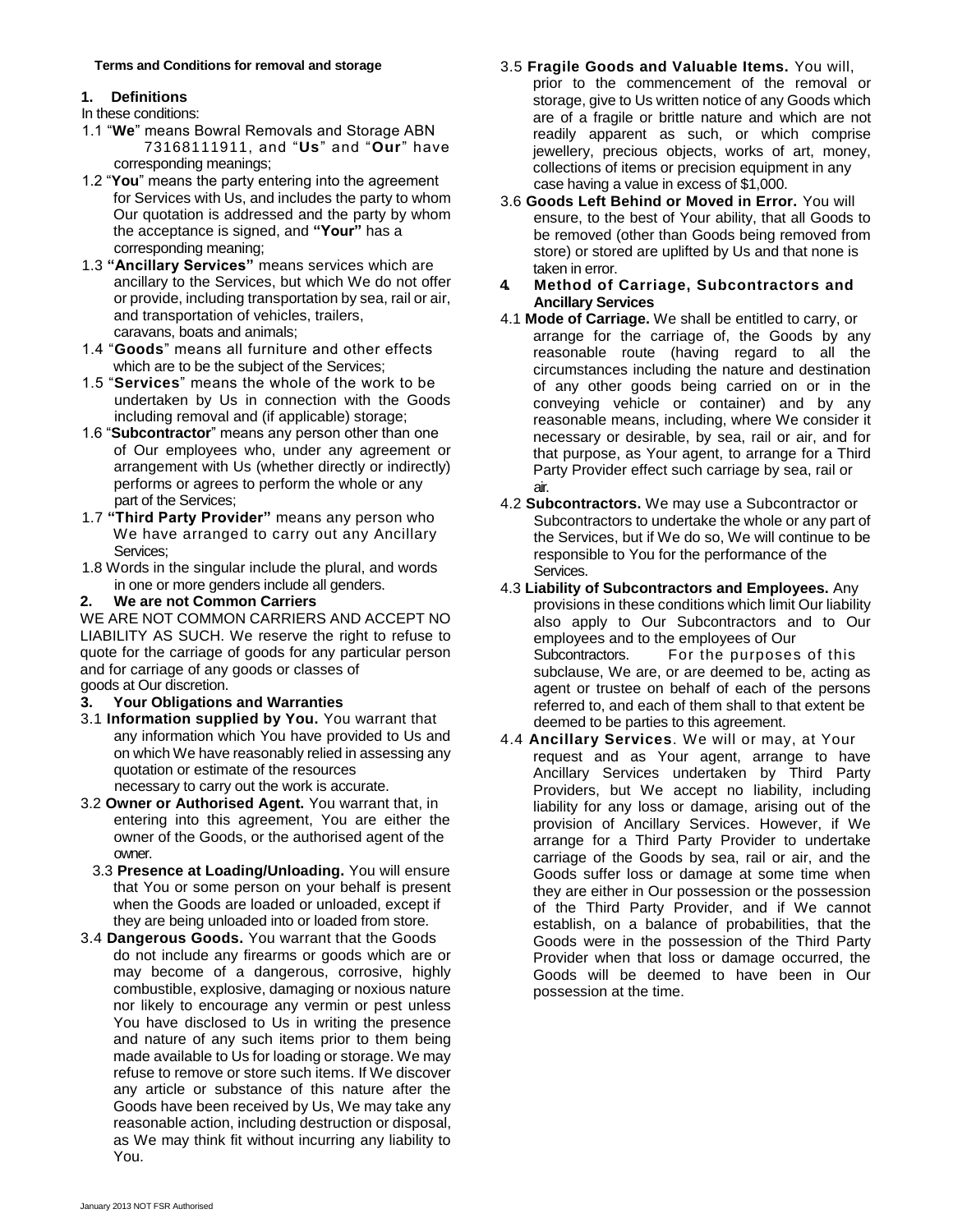**Terms and Conditions for removal and storage**

## 1. Definitions

In these conditions:

1.1 "**We**" means Bowral Removals and Storage ABN 73168111911, and "**Us**" and "**Our**" have corresponding meanings;

1.2 "**You**" means the party entering into the agreement for Services with Us, and includes the party to whom Our quotation is addressed and the party by whom the acceptance is signed, and **"Your"** has a corresponding meaning;

1.3 **"Ancillary Services"** means services which are ancillary to the Services, but which We do not offer or provide, including transportation by sea, rail or air, and transportation of vehicles, trailers, caravans, boats and animals;

1.4 "**Goods**" means all furniture and other effects which are to be the subject of the Services;

1.5 "**Services**" means the whole of the work to be undertaken by Us in connection with the Goods including removal and (if applicable) storage;

1.6 "**Subcontractor**" means any person other than one of Our employees who, under any agreement or arrangement with Us (whether directly or indirectly) performs or agrees to perform the whole or any part of the Services;

1.7 **"Third Party Provider"** means any person who We have arranged to carry out any Ancillary Services;

1.8 Words in the singular include the plural, and words in one or more genders include all genders.

## 2. We are not Common Carriers

WE ARE NOT COMMON CARRIERS AND ACCEPT NO LIABILITY AS SUCH. We reserve the right to refuse to quote for the carriage of goods for any particular person and for carriage of any goods or classes of goods at Our discretion.

## 3. Your Obligations and Warranties

3.1 **Information supplied by You.** You warrant that any information which You have provided to Us and on which We have reasonably relied in assessing any quotation or estimate of the resources necessary to carry out the work is accurate.

3.2 **Owner or Authorised Agent.** You warrant that, in entering into this agreement, You are either the owner of the Goods, or the authorised agent of the owner.

3.3 **Presence at Loading/Unloading.** You will ensure that You or some person on your behalf is present when the Goods are loaded or unloaded, except if they are being unloaded into or loaded from store.

3.4 **Dangerous Goods.** You warrant that the Goods do not include any firearms or goods which are or may become of a dangerous, corrosive, highly combustible, explosive, damaging or noxious nature nor likely to encourage any vermin or pest unless You have disclosed to Us in writing the presence and nature of any such items prior to them being made available to Us for loading or storage. We may refuse to remove or store such items. If We discover any article or substance of this nature after the Goods have been received by Us, We may take any reasonable action, including destruction or disposal, as We may think fit without incurring any liability to You.

3.5 **Fragile Goods and Valuable Items.** You will, prior to the commencement of the removal or storage, give to Us written notice of any Goods which are of a fragile or brittle nature and which are not readily apparent as such, or which comprise jewellery, precious objects, works of art, money, collections of items or precision equipment in any case having a value in excess of $1,000.

3.6 **Goods Left Behind or Moved in Error.** You will ensure, to the best of Your ability, that all Goods to be removed (other than Goods being removed from store) or stored are uplifted by Us and that none is taken in error.

## 4. Method of Carriage, Subcontractors and Ancillary Services

4.1 **Mode of Carriage.** We shall be entitled to carry, or arrange for the carriage of, the Goods by any reasonable route (having regard to all the circumstances including the nature and destination of any other goods being carried on or in the conveying vehicle or container) and by any reasonable means, including, where We consider it necessary or desirable, by sea, rail or air, and for that purpose, as Your agent, to arrange for a Third Party Provider effect such carriage by sea, rail or air.

4.2 **Subcontractors.** We may use a Subcontractor or Subcontractors to undertake the whole or any part of the Services, but if We do so, We will continue to be responsible to You for the performance of the Services.

4.3 **Liability of Subcontractors and Employees.** Any provisions in these conditions which limit Our liability also apply to Our Subcontractors and to Our employees and to the employees of Our Subcontractors. For the purposes of this subclause, We are, or are deemed to be, acting as agent or trustee on behalf of each of the persons referred to, and each of them shall to that extent be deemed to be parties to this agreement.

4.4 **Ancillary Services**. We will or may, at Your request and as Your agent, arrange to have Ancillary Services undertaken by Third Party Providers, but We accept no liability, including liability for any loss or damage, arising out of the provision of Ancillary Services. However, if We arrange for a Third Party Provider to undertake carriage of the Goods by sea, rail or air, and the Goods suffer loss or damage at some time when they are either in Our possession or the possession of the Third Party Provider, and if We cannot establish, on a balance of probabilities, that the Goods were in the possession of the Third Party Provider when that loss or damage occurred, the Goods will be deemed to have been in Our possession at the time.

January 2013 NOT FSR Authorised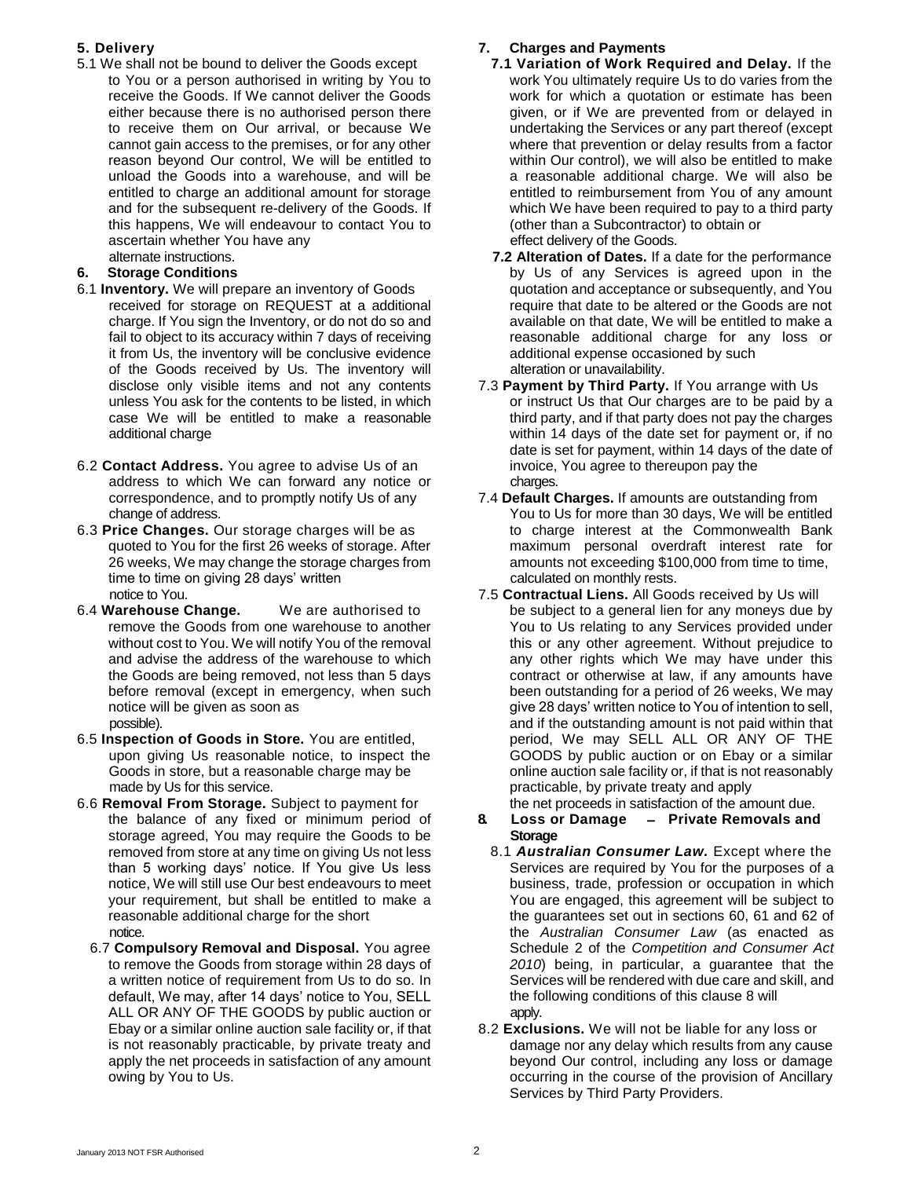## 5. Delivery

5.1 We shall not be bound to deliver the Goods except to You or a person authorised in writing by You to receive the Goods. If We cannot deliver the Goods either because there is no authorised person there to receive them on Our arrival, or because We cannot gain access to the premises, or for any other reason beyond Our control, We will be entitled to unload the Goods into a warehouse, and will be entitled to charge an additional amount for storage and for the subsequent re-delivery of the Goods. If this happens, We will endeavour to contact You to ascertain whether You have any alternate instructions.

## 6. Storage Conditions

6.1 **Inventory.** We will prepare an inventory of Goods received for storage on REQUEST at a additional charge. If You sign the Inventory, or do not do so and fail to object to its accuracy within 7 days of receiving it from Us, the inventory will be conclusive evidence of the Goods received by Us. The inventory will disclose only visible items and not any contents unless You ask for the contents to be listed, in which case We will be entitled to make a reasonable additional charge

6.2 **Contact Address.** You agree to advise Us of an address to which We can forward any notice or correspondence, and to promptly notify Us of any change of address.

6.3 **Price Changes.** Our storage charges will be as quoted to You for the first 26 weeks of storage. After 26 weeks, We may change the storage charges from time to time on giving 28 days' written notice to You.

6.4 **Warehouse Change.** We are authorised to remove the Goods from one warehouse to another without cost to You. We will notify You of the removal and advise the address of the warehouse to which the Goods are being removed, not less than 5 days before removal (except in emergency, when such notice will be given as soon as possible).

6.5 **Inspection of Goods in Store.** You are entitled, upon giving Us reasonable notice, to inspect the Goods in store, but a reasonable charge may be made by Us for this service.

6.6 **Removal From Storage.** Subject to payment for the balance of any fixed or minimum period of storage agreed, You may require the Goods to be removed from store at any time on giving Us not less than 5 working days' notice. If You give Us less notice, We will still use Our best endeavours to meet your requirement, but shall be entitled to make a reasonable additional charge for the short notice.

6.7 **Compulsory Removal and Disposal.** You agree to remove the Goods from storage within 28 days of a written notice of requirement from Us to do so. In default, We may, after 14 days' notice to You, SELL ALL OR ANY OF THE GOODS by public auction or Ebay or a similar online auction sale facility or, if that is not reasonably practicable, by private treaty and apply the net proceeds in satisfaction of any amount owing by You to Us.

## 7. Charges and Payments

**7.1 Variation of Work Required and Delay.** If the work You ultimately require Us to do varies from the work for which a quotation or estimate has been given, or if We are prevented from or delayed in undertaking the Services or any part thereof (except where that prevention or delay results from a factor within Our control), we will also be entitled to make a reasonable additional charge. We will also be entitled to reimbursement from You of any amount which We have been required to pay to a third party (other than a Subcontractor) to obtain or effect delivery of the Goods.

**7.2 Alteration of Dates.** If a date for the performance by Us of any Services is agreed upon in the quotation and acceptance or subsequently, and You require that date to be altered or the Goods are not available on that date, We will be entitled to make a reasonable additional charge for any loss or additional expense occasioned by such alteration or unavailability.

7.3 **Payment by Third Party.** If You arrange with Us or instruct Us that Our charges are to be paid by a third party, and if that party does not pay the charges within 14 days of the date set for payment or, if no date is set for payment, within 14 days of the date of invoice, You agree to thereupon pay the charges.

7.4 **Default Charges.** If amounts are outstanding from You to Us for more than 30 days, We will be entitled to charge interest at the Commonwealth Bank maximum personal overdraft interest rate for amounts not exceeding $100,000 from time to time, calculated on monthly rests.

7.5 **Contractual Liens.** All Goods received by Us will be subject to a general lien for any moneys due by You to Us relating to any Services provided under this or any other agreement. Without prejudice to any other rights which We may have under this contract or otherwise at law, if any amounts have been outstanding for a period of 26 weeks, We may give 28 days' written notice to You of intention to sell, and if the outstanding amount is not paid within that period, We may SELL ALL OR ANY OF THE GOODS by public auction or on Ebay or a similar online auction sale facility or, if that is not reasonably practicable, by private treaty and apply the net proceeds in satisfaction of the amount due.

## 8. Loss or Damage – Private Removals and Storage

8.1 ***Australian Consumer Law.*** Except where the Services are required by You for the purposes of a business, trade, profession or occupation in which You are engaged, this agreement will be subject to the guarantees set out in sections 60, 61 and 62 of the *Australian Consumer Law* (as enacted as Schedule 2 of the *Competition and Consumer Act 2010*) being, in particular, a guarantee that the Services will be rendered with due care and skill, and the following conditions of this clause 8 will apply.

8.2 **Exclusions.** We will not be liable for any loss or damage nor any delay which results from any cause beyond Our control, including any loss or damage occurring in the course of the provision of Ancillary Services by Third Party Providers.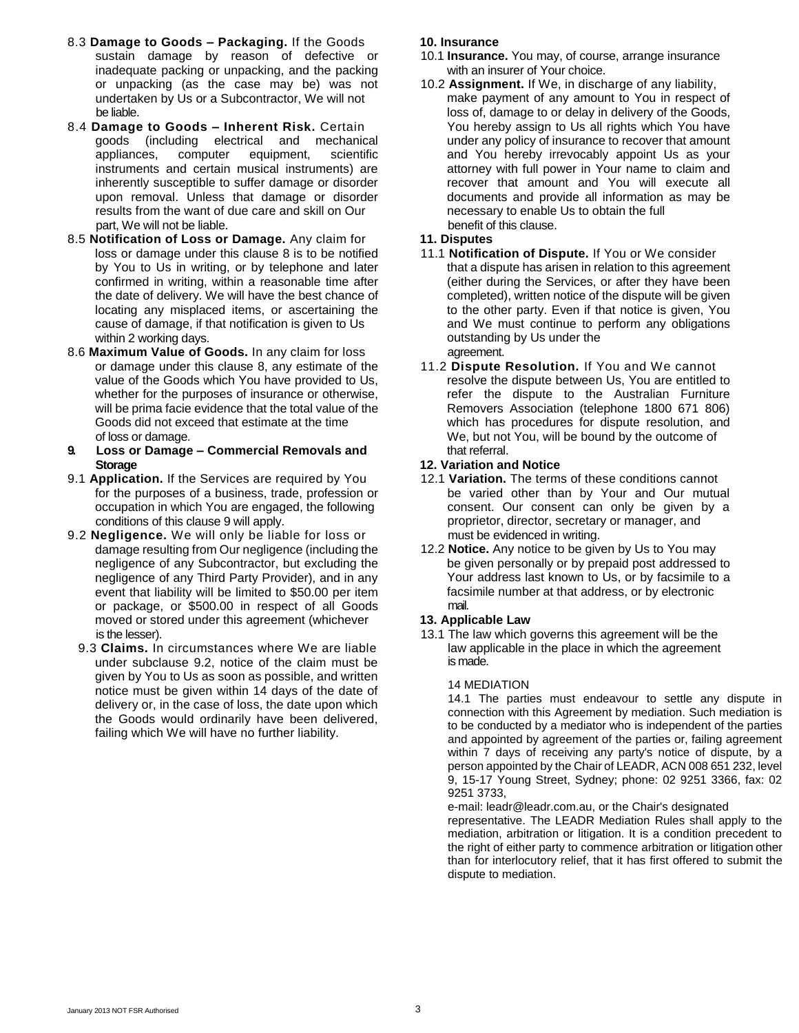8.3 **Damage to Goods – Packaging.** If the Goods sustain damage by reason of defective or inadequate packing or unpacking, and the packing or unpacking (as the case may be) was not undertaken by Us or a Subcontractor, We will not be liable.

8.4 **Damage to Goods – Inherent Risk.** Certain goods (including electrical and mechanical appliances, computer equipment, scientific instruments and certain musical instruments) are inherently susceptible to suffer damage or disorder upon removal. Unless that damage or disorder results from the want of due care and skill on Our part, We will not be liable.

8.5 **Notification of Loss or Damage.** Any claim for loss or damage under this clause 8 is to be notified by You to Us in writing, or by telephone and later confirmed in writing, within a reasonable time after the date of delivery. We will have the best chance of locating any misplaced items, or ascertaining the cause of damage, if that notification is given to Us within 2 working days.

8.6 **Maximum Value of Goods.** In any claim for loss or damage under this clause 8, any estimate of the value of the Goods which You have provided to Us, whether for the purposes of insurance or otherwise, will be prima facie evidence that the total value of the Goods did not exceed that estimate at the time of loss or damage.

**9. Loss or Damage – Commercial Removals and Storage**

9.1 **Application.** If the Services are required by You for the purposes of a business, trade, profession or occupation in which You are engaged, the following conditions of this clause 9 will apply.

9.2 **Negligence.** We will only be liable for loss or damage resulting from Our negligence (including the negligence of any Subcontractor, but excluding the negligence of any Third Party Provider), and in any event that liability will be limited to $50.00 per item or package, or $500.00 in respect of all Goods moved or stored under this agreement (whichever is the lesser).

9.3 **Claims.** In circumstances where We are liable under subclause 9.2, notice of the claim must be given by You to Us as soon as possible, and written notice must be given within 14 days of the date of delivery or, in the case of loss, the date upon which the Goods would ordinarily have been delivered, failing which We will have no further liability.

**10. Insurance**

10.1 **Insurance.** You may, of course, arrange insurance with an insurer of Your choice.

10.2 **Assignment.** If We, in discharge of any liability, make payment of any amount to You in respect of loss of, damage to or delay in delivery of the Goods, You hereby assign to Us all rights which You have under any policy of insurance to recover that amount and You hereby irrevocably appoint Us as your attorney with full power in Your name to claim and recover that amount and You will execute all documents and provide all information as may be necessary to enable Us to obtain the full benefit of this clause.

**11. Disputes**

11.1 **Notification of Dispute.** If You or We consider that a dispute has arisen in relation to this agreement (either during the Services, or after they have been completed), written notice of the dispute will be given to the other party. Even if that notice is given, You and We must continue to perform any obligations outstanding by Us under the agreement.

11.2 **Dispute Resolution.** If You and We cannot resolve the dispute between Us, You are entitled to refer the dispute to the Australian Furniture Removers Association (telephone 1800 671 806) which has procedures for dispute resolution, and We, but not You, will be bound by the outcome of that referral.

**12. Variation and Notice**

12.1 **Variation.** The terms of these conditions cannot be varied other than by Your and Our mutual consent. Our consent can only be given by a proprietor, director, secretary or manager, and must be evidenced in writing.

12.2 **Notice.** Any notice to be given by Us to You may be given personally or by prepaid post addressed to Your address last known to Us, or by facsimile to a facsimile number at that address, or by electronic mail.

**13. Applicable Law**

13.1 The law which governs this agreement will be the law applicable in the place in which the agreement is made.

14 MEDIATION

14.1 The parties must endeavour to settle any dispute in connection with this Agreement by mediation. Such mediation is to be conducted by a mediator who is independent of the parties and appointed by agreement of the parties or, failing agreement within 7 days of receiving any party's notice of dispute, by a person appointed by the Chair of LEADR, ACN 008 651 232, level 9, 15-17 Young Street, Sydney; phone: 02 9251 3366, fax: 02 9251 3733,
e-mail: leadr@leadr.com.au, or the Chair's designated representative. The LEADR Mediation Rules shall apply to the mediation, arbitration or litigation. It is a condition precedent to the right of either party to commence arbitration or litigation other than for interlocutory relief, that it has first offered to submit the dispute to mediation.

January 2013 NOT FSR Authorised